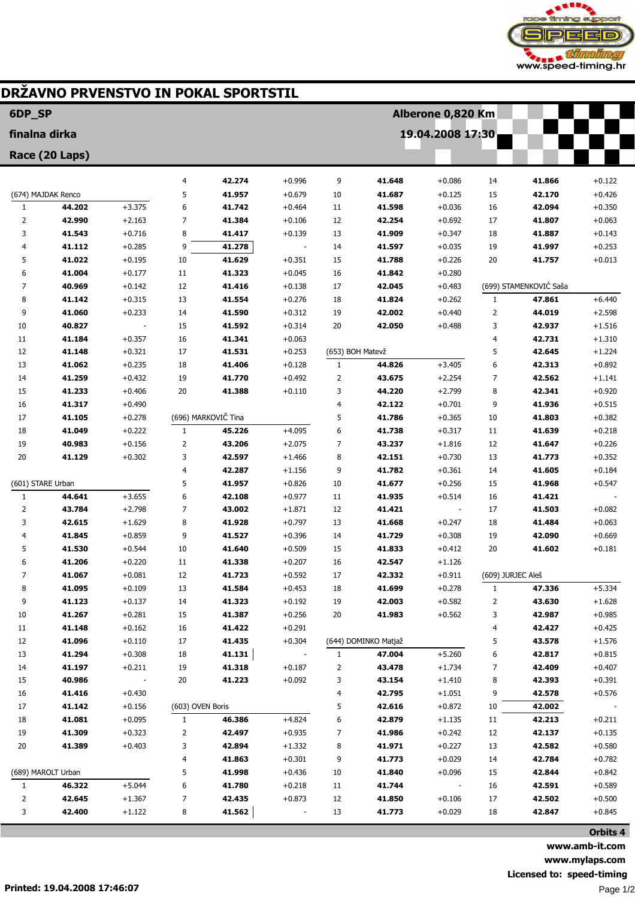# DRŽAVNO PRVENSTVO IN POKAL SPORTSTIL

**6DP_SP** — **Alberone 0,820 Km**

**finalna dirka** — **19.04.2008 17:30**

**Race (20 Laps)**

### (674) MAJDAK Renco

| Lap | Time | Diff |
|---|---|---|
| 1 | **44.202** | +3.375 |
| 2 | **42.990** | +2.163 |
| 3 | **41.543** | +0.716 |
| 4 | **41.112** | +0.285 |
| 5 | **41.022** | +0.195 |
| 6 | **41.004** | +0.177 |
| 7 | **40.969** | +0.142 |
| 8 | **41.142** | +0.315 |
| 9 | **41.060** | +0.233 |
| 10 | **40.827** | - |
| 11 | **41.184** | +0.357 |
| 12 | **41.148** | +0.321 |
| 13 | **41.062** | +0.235 |
| 14 | **41.259** | +0.432 |
| 15 | **41.233** | +0.406 |
| 16 | **41.317** | +0.490 |
| 17 | **41.105** | +0.278 |
| 18 | **41.049** | +0.222 |
| 19 | **40.983** | +0.156 |
| 20 | **41.129** | +0.302 |

### (601) STARE Urban

| Lap | Time | Diff |
|---|---|---|
| 1 | **44.641** | +3.655 |
| 2 | **43.784** | +2.798 |
| 3 | **42.615** | +1.629 |
| 4 | **41.845** | +0.859 |
| 5 | **41.530** | +0.544 |
| 6 | **41.206** | +0.220 |
| 7 | **41.067** | +0.081 |
| 8 | **41.095** | +0.109 |
| 9 | **41.123** | +0.137 |
| 10 | **41.267** | +0.281 |
| 11 | **41.148** | +0.162 |
| 12 | **41.096** | +0.110 |
| 13 | **41.294** | +0.308 |
| 14 | **41.197** | +0.211 |
| 15 | **40.986** | - |
| 16 | **41.416** | +0.430 |
| 17 | **41.142** | +0.156 |
| 18 | **41.081** | +0.095 |
| 19 | **41.309** | +0.323 |
| 20 | **41.389** | +0.403 |

### (689) MAROLT Urban

| Lap | Time | Diff |
|---|---|---|
| 1 | **46.322** | +5.044 |
| 2 | **42.645** | +1.367 |
| 3 | **42.400** | +1.122 |
| 4 | **42.274** | +0.996 |
| 5 | **41.957** | +0.679 |
| 6 | **41.742** | +0.464 |
| 7 | **41.384** | +0.106 |
| 8 | **41.417** | +0.139 |
| 9 | **41.278** | - |
| 10 | **41.629** | +0.351 |
| 11 | **41.323** | +0.045 |
| 12 | **41.416** | +0.138 |
| 13 | **41.554** | +0.276 |
| 14 | **41.590** | +0.312 |
| 15 | **41.592** | +0.314 |
| 16 | **41.341** | +0.063 |
| 17 | **41.531** | +0.253 |
| 18 | **41.406** | +0.128 |
| 19 | **41.770** | +0.492 |
| 20 | **41.388** | +0.110 |

### (696) MARKOVIČ Tina

| Lap | Time | Diff |
|---|---|---|
| 1 | **45.226** | +4.095 |
| 2 | **43.206** | +2.075 |
| 3 | **42.597** | +1.466 |
| 4 | **42.287** | +1.156 |
| 5 | **41.957** | +0.826 |
| 6 | **42.108** | +0.977 |
| 7 | **43.002** | +1.871 |
| 8 | **41.928** | +0.797 |
| 9 | **41.527** | +0.396 |
| 10 | **41.640** | +0.509 |
| 11 | **41.338** | +0.207 |
| 12 | **41.723** | +0.592 |
| 13 | **41.584** | +0.453 |
| 14 | **41.323** | +0.192 |
| 15 | **41.387** | +0.256 |
| 16 | **41.422** | +0.291 |
| 17 | **41.435** | +0.304 |
| 18 | **41.131** | - |
| 19 | **41.318** | +0.187 |
| 20 | **41.223** | +0.092 |

### (603) OVEN Boris

| Lap | Time | Diff |
|---|---|---|
| 1 | **46.386** | +4.824 |
| 2 | **42.497** | +0.935 |
| 3 | **42.894** | +1.332 |
| 4 | **41.863** | +0.301 |
| 5 | **41.998** | +0.436 |
| 6 | **41.780** | +0.218 |
| 7 | **42.435** | +0.873 |
| 8 | **41.562** | - |
| 9 | **41.648** | +0.086 |
| 10 | **41.687** | +0.125 |
| 11 | **41.598** | +0.036 |
| 12 | **42.254** | +0.692 |
| 13 | **41.909** | +0.347 |
| 14 | **41.597** | +0.035 |
| 15 | **41.788** | +0.226 |
| 16 | **41.842** | +0.280 |
| 17 | **42.045** | +0.483 |
| 18 | **41.824** | +0.262 |
| 19 | **42.002** | +0.440 |
| 20 | **42.050** | +0.488 |

### (653) BOH Matevž

| Lap | Time | Diff |
|---|---|---|
| 1 | **44.826** | +3.405 |
| 2 | **43.675** | +2.254 |
| 3 | **44.220** | +2.799 |
| 4 | **42.122** | +0.701 |
| 5 | **41.786** | +0.365 |
| 6 | **41.738** | +0.317 |
| 7 | **43.237** | +1.816 |
| 8 | **42.151** | +0.730 |
| 9 | **41.782** | +0.361 |
| 10 | **41.677** | +0.256 |
| 11 | **41.935** | +0.514 |
| 12 | **41.421** | - |
| 13 | **41.668** | +0.247 |
| 14 | **41.729** | +0.308 |
| 15 | **41.833** | +0.412 |
| 16 | **42.547** | +1.126 |
| 17 | **42.332** | +0.911 |
| 18 | **41.699** | +0.278 |
| 19 | **42.003** | +0.582 |
| 20 | **41.983** | +0.562 |

### (644) DOMINKO Matjaž

| Lap | Time | Diff |
|---|---|---|
| 1 | **47.004** | +5.260 |
| 2 | **43.478** | +1.734 |
| 3 | **43.154** | +1.410 |
| 4 | **42.795** | +1.051 |
| 5 | **42.616** | +0.872 |
| 6 | **42.879** | +1.135 |
| 7 | **41.986** | +0.242 |
| 8 | **41.971** | +0.227 |
| 9 | **41.773** | +0.029 |
| 10 | **41.840** | +0.096 |
| 11 | **41.744** | - |
| 12 | **41.850** | +0.106 |
| 13 | **41.773** | +0.029 |
| 14 | **41.866** | +0.122 |
| 15 | **42.170** | +0.426 |
| 16 | **42.094** | +0.350 |
| 17 | **41.807** | +0.063 |
| 18 | **41.887** | +0.143 |
| 19 | **41.997** | +0.253 |
| 20 | **41.757** | +0.013 |

### (699) STAMENKOVIĆ Saša

| Lap | Time | Diff |
|---|---|---|
| 1 | **47.861** | +6.440 |
| 2 | **44.019** | +2.598 |
| 3 | **42.937** | +1.516 |
| 4 | **42.731** | +1.310 |
| 5 | **42.645** | +1.224 |
| 6 | **42.313** | +0.892 |
| 7 | **42.562** | +1.141 |
| 8 | **42.341** | +0.920 |
| 9 | **41.936** | +0.515 |
| 10 | **41.803** | +0.382 |
| 11 | **41.639** | +0.218 |
| 12 | **41.647** | +0.226 |
| 13 | **41.773** | +0.352 |
| 14 | **41.605** | +0.184 |
| 15 | **41.968** | +0.547 |
| 16 | **41.421** | - |
| 17 | **41.503** | +0.082 |
| 18 | **41.484** | +0.063 |
| 19 | **42.090** | +0.669 |
| 20 | **41.602** | +0.181 |

### (609) JURJEC Aleš

| Lap | Time | Diff |
|---|---|---|
| 1 | **47.336** | +5.334 |
| 2 | **43.630** | +1.628 |
| 3 | **42.987** | +0.985 |
| 4 | **42.427** | +0.425 |
| 5 | **43.578** | +1.576 |
| 6 | **42.817** | +0.815 |
| 7 | **42.409** | +0.407 |
| 8 | **42.393** | +0.391 |
| 9 | **42.578** | +0.576 |
| 10 | **42.002** | - |
| 11 | **42.213** | +0.211 |
| 12 | **42.137** | +0.135 |
| 13 | **42.582** | +0.580 |
| 14 | **42.784** | +0.782 |
| 15 | **42.844** | +0.842 |
| 16 | **42.591** | +0.589 |
| 17 | **42.502** | +0.500 |
| 18 | **42.847** | +0.845 |

**Orbits 4**
**www.amb-it.com**
**www.mylaps.com**
**Licensed to: speed-timing**

**Printed: 19.04.2008 17:46:07**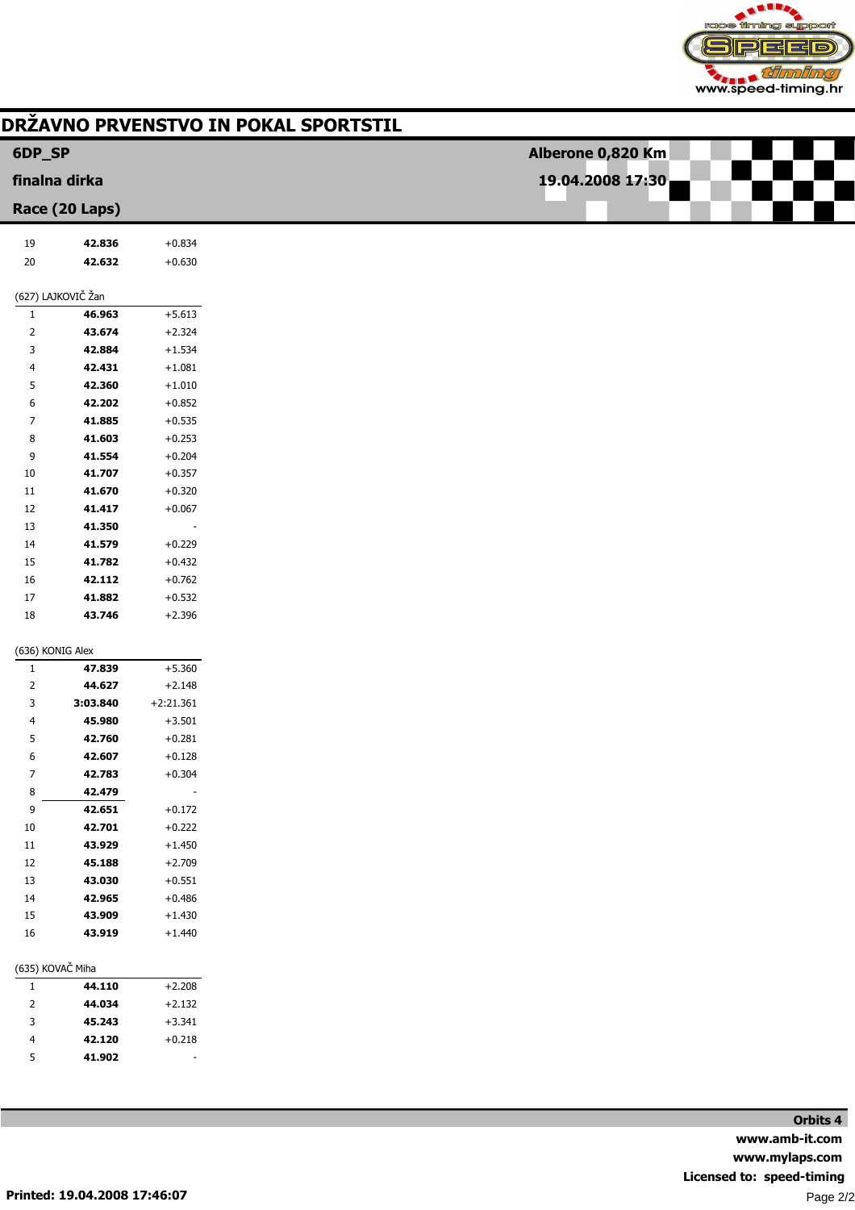## DRŽAVNO PRVENSTVO IN POKAL SPORTSTIL

**6DP_SP** — **Alberone 0,820 Km**

**finalna dirka** — **19.04.2008 17:30**

**Race (20 Laps)**

| | | |
|---|---|---|
| 19 | **42.836** | +0.834 |
| 20 | **42.632** | +0.630 |

(627) LAJKOVIČ Žan

| | | |
|---|---|---|
| 1 | **46.963** | +5.613 |
| 2 | **43.674** | +2.324 |
| 3 | **42.884** | +1.534 |
| 4 | **42.431** | +1.081 |
| 5 | **42.360** | +1.010 |
| 6 | **42.202** | +0.852 |
| 7 | **41.885** | +0.535 |
| 8 | **41.603** | +0.253 |
| 9 | **41.554** | +0.204 |
| 10 | **41.707** | +0.357 |
| 11 | **41.670** | +0.320 |
| 12 | **41.417** | +0.067 |
| 13 | **41.350** | - |
| 14 | **41.579** | +0.229 |
| 15 | **41.782** | +0.432 |
| 16 | **42.112** | +0.762 |
| 17 | **41.882** | +0.532 |
| 18 | **43.746** | +2.396 |

(636) KONIG Alex

| | | |
|---|---|---|
| 1 | **47.839** | +5.360 |
| 2 | **44.627** | +2.148 |
| 3 | **3:03.840** | +2:21.361 |
| 4 | **45.980** | +3.501 |
| 5 | **42.760** | +0.281 |
| 6 | **42.607** | +0.128 |
| 7 | **42.783** | +0.304 |
| 8 | **42.479** | - |
| 9 | **42.651** | +0.172 |
| 10 | **42.701** | +0.222 |
| 11 | **43.929** | +1.450 |
| 12 | **45.188** | +2.709 |
| 13 | **43.030** | +0.551 |
| 14 | **42.965** | +0.486 |
| 15 | **43.909** | +1.430 |
| 16 | **43.919** | +1.440 |

(635) KOVAČ Miha

| | | |
|---|---|---|
| 1 | **44.110** | +2.208 |
| 2 | **44.034** | +2.132 |
| 3 | **45.243** | +3.341 |
| 4 | **42.120** | +0.218 |
| 5 | **41.902** | - |

**Orbits 4**
**www.amb-it.com**
**www.mylaps.com**
**Licensed to: speed-timing**

**Printed: 19.04.2008 17:46:07**